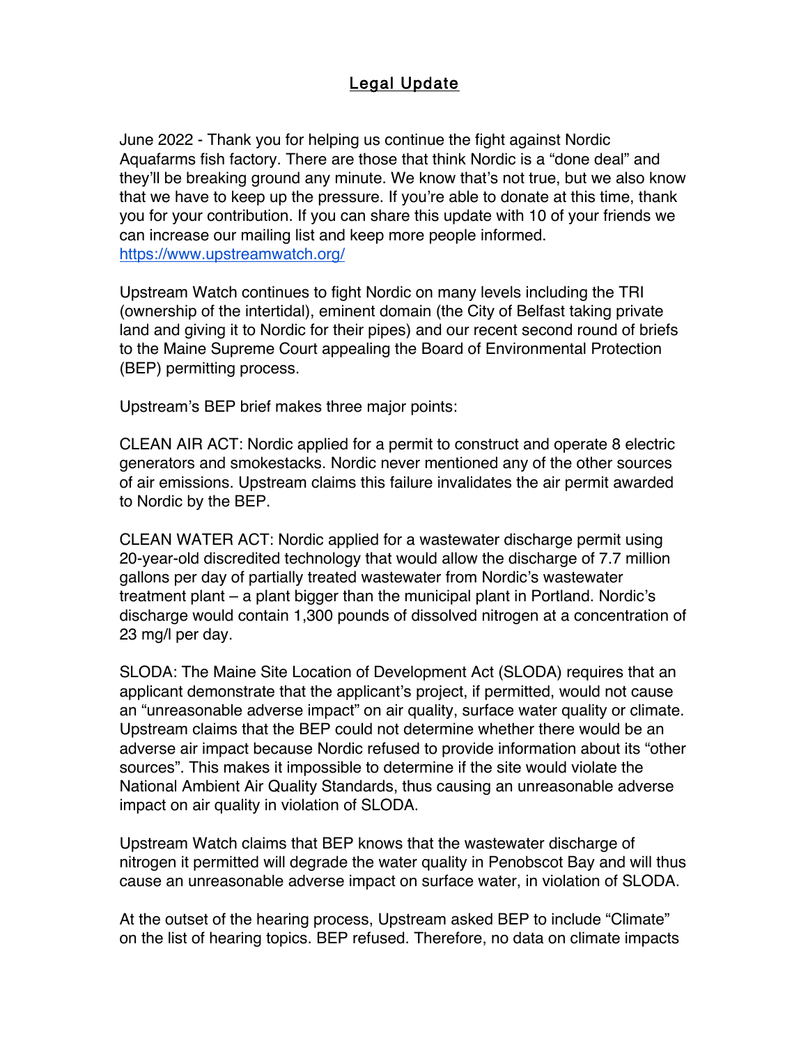# Legal Update

June 2022 - Thank you for helping us continue the fight against Nordic Aquafarms fish factory. There are those that think Nordic is a "done deal" and they'll be breaking ground any minute. We know that's not true, but we also know that we have to keep up the pressure. If you're able to donate at this time, thank you for your contribution. If you can share this update with 10 of your friends we can increase our mailing list and keep more people informed. https://www.upstreamwatch.org/

Upstream Watch continues to fight Nordic on many levels including the TRI (ownership of the intertidal), eminent domain (the City of Belfast taking private land and giving it to Nordic for their pipes) and our recent second round of briefs to the Maine Supreme Court appealing the Board of Environmental Protection (BEP) permitting process.

Upstream's BEP brief makes three major points:

CLEAN AIR ACT: Nordic applied for a permit to construct and operate 8 electric generators and smokestacks. Nordic never mentioned any of the other sources of air emissions. Upstream claims this failure invalidates the air permit awarded to Nordic by the BEP.

CLEAN WATER ACT: Nordic applied for a wastewater discharge permit using 20-year-old discredited technology that would allow the discharge of 7.7 million gallons per day of partially treated wastewater from Nordic's wastewater treatment plant – a plant bigger than the municipal plant in Portland. Nordic's discharge would contain 1,300 pounds of dissolved nitrogen at a concentration of 23 mg/l per day.

SLODA: The Maine Site Location of Development Act (SLODA) requires that an applicant demonstrate that the applicant's project, if permitted, would not cause an "unreasonable adverse impact" on air quality, surface water quality or climate. Upstream claims that the BEP could not determine whether there would be an adverse air impact because Nordic refused to provide information about its "other sources". This makes it impossible to determine if the site would violate the National Ambient Air Quality Standards, thus causing an unreasonable adverse impact on air quality in violation of SLODA.

Upstream Watch claims that BEP knows that the wastewater discharge of nitrogen it permitted will degrade the water quality in Penobscot Bay and will thus cause an unreasonable adverse impact on surface water, in violation of SLODA.

At the outset of the hearing process, Upstream asked BEP to include "Climate" on the list of hearing topics. BEP refused. Therefore, no data on climate impacts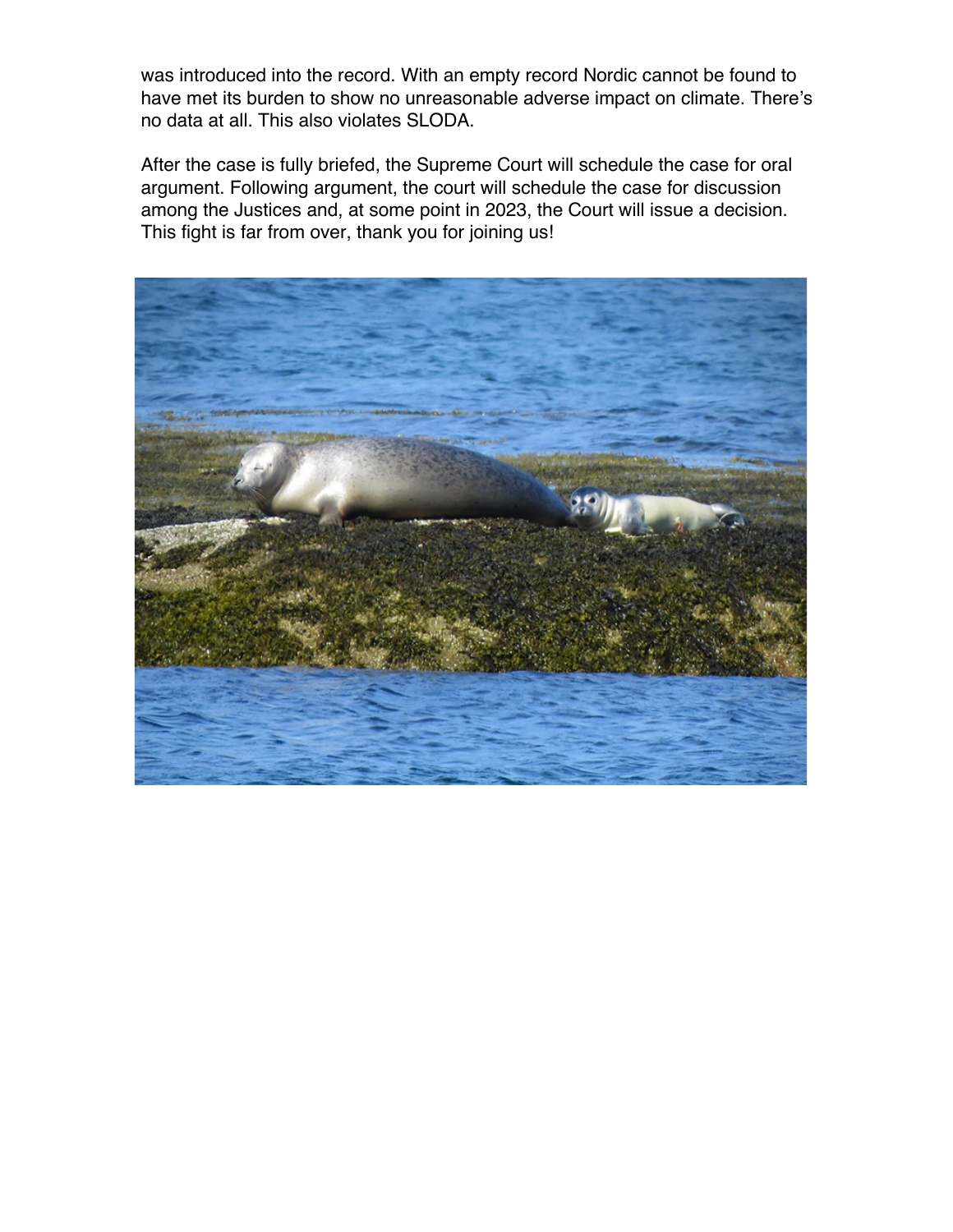was introduced into the record. With an empty record Nordic cannot be found to have met its burden to show no unreasonable adverse impact on climate. There's no data at all. This also violates SLODA.

After the case is fully briefed, the Supreme Court will schedule the case for oral argument. Following argument, the court will schedule the case for discussion among the Justices and, at some point in 2023, the Court will issue a decision. This fight is far from over, thank you for joining us!